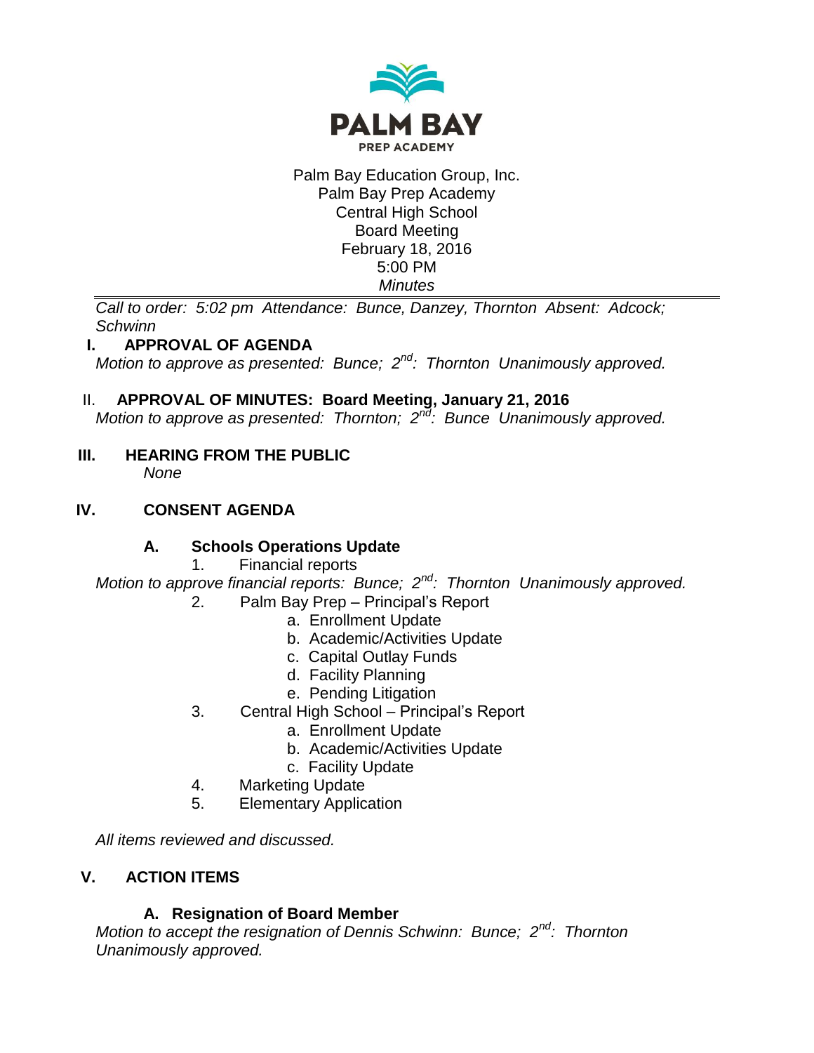PALM BAY

PREP ACADEMY

Palm Bay Education Group, Inc.
Palm Bay Prep Academy
Central High School
Board Meeting
February 18, 2016
5:00 PM
*Minutes*

*Call to order: 5:02 pm Attendance: Bunce, Danzey, Thornton Absent: Adcock; Schwinn*

## I. APPROVAL OF AGENDA

*Motion to approve as presented: Bunce; 2nd: Thornton Unanimously approved.*

## II. APPROVAL OF MINUTES: Board Meeting, January 21, 2016

*Motion to approve as presented: Thornton; 2nd: Bunce Unanimously approved.*

## III. HEARING FROM THE PUBLIC

*None*

## IV. CONSENT AGENDA

### A. Schools Operations Update

1. Financial reports

*Motion to approve financial reports: Bunce; 2nd: Thornton Unanimously approved.*

2. Palm Bay Prep – Principal's Report
   a. Enrollment Update
   b. Academic/Activities Update
   c. Capital Outlay Funds
   d. Facility Planning
   e. Pending Litigation
3. Central High School – Principal's Report
   a. Enrollment Update
   b. Academic/Activities Update
   c. Facility Update
4. Marketing Update
5. Elementary Application

*All items reviewed and discussed.*

## V. ACTION ITEMS

### A. Resignation of Board Member

*Motion to accept the resignation of Dennis Schwinn: Bunce; 2nd: Thornton Unanimously approved.*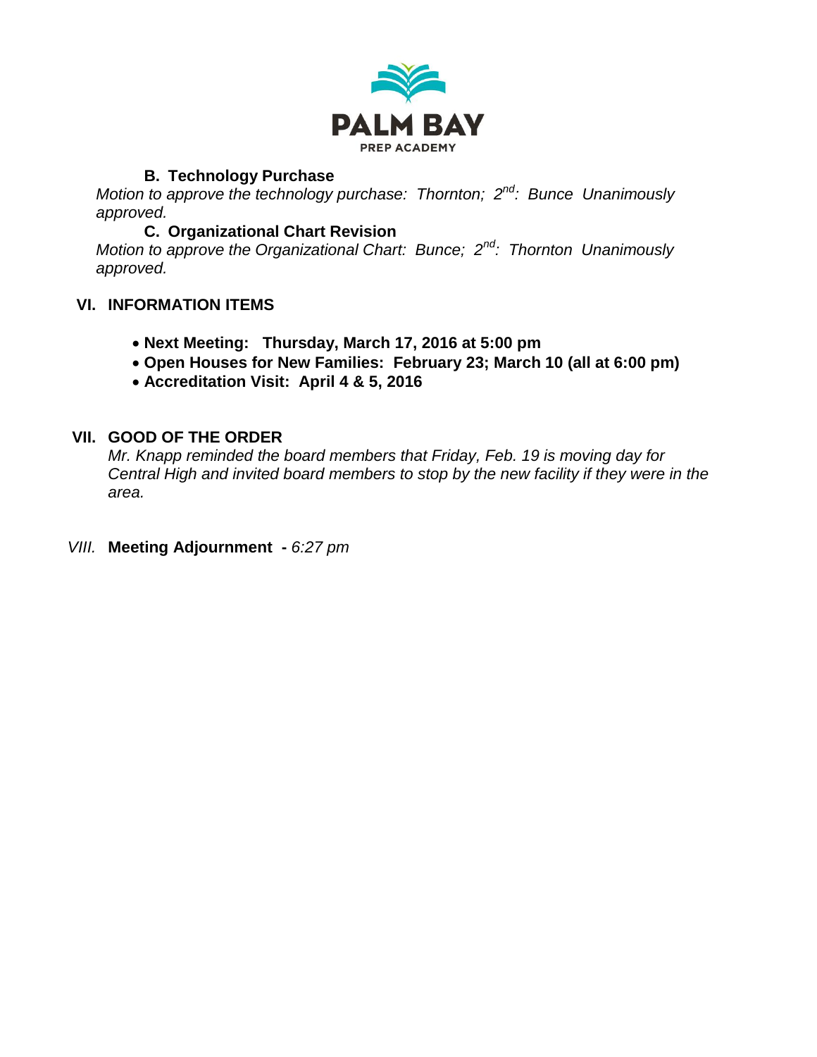**PALM BAY**
PREP ACADEMY

**B. Technology Purchase**

*Motion to approve the technology purchase: Thornton; 2nd: Bunce Unanimously approved.*

**C. Organizational Chart Revision**

*Motion to approve the Organizational Chart: Bunce; 2nd: Thornton Unanimously approved.*

## VI. INFORMATION ITEMS

- **Next Meeting: Thursday, March 17, 2016 at 5:00 pm**
- **Open Houses for New Families: February 23; March 10 (all at 6:00 pm)**
- **Accreditation Visit: April 4 & 5, 2016**

## VII. GOOD OF THE ORDER

*Mr. Knapp reminded the board members that Friday, Feb. 19 is moving day for Central High and invited board members to stop by the new facility if they were in the area.*

*VIII.* **Meeting Adjournment -** *6:27 pm*